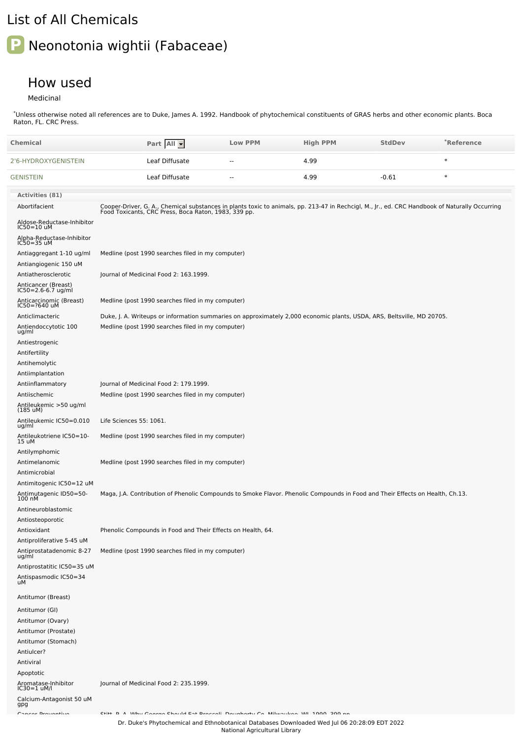# List of All Chemicals

## Neonotonia wightii (Fabaceae)

### How used

Medicinal

*Unless otherwise noted all references are to Duke, James A. 1992. Handbook of phytochemical constituents of GRAS herbs and other economic plants. Boca Raton, FL. CRC Press.

| Chemical | Part | Low PPM | High PPM | StdDev | *Reference |
|---|---|---|---|---|---|
| 2'6-HYDROXYGENISTEIN | Leaf Diffusate | -- | 4.99 | | * |
| GENISTEIN | Leaf Diffusate | -- | 4.99 | -0.61 | * |

**Activities (81)**

| Activity | Reference |
|---|---|
| Abortifacient | Cooper-Driver, G. A., Chemical substances in plants toxic to animals, pp. 213-47 in Rechcigl, M., Jr., ed. CRC Handbook of Naturally Occurring Food Toxicants, CRC Press, Boca Raton, 1983, 339 pp. |
| Aldose-Reductase-Inhibitor IC50=10 uM | |
| Alpha-Reductase-Inhibitor IC50=35 uM | |
| Antiaggregant 1-10 ug/ml | Medline (post 1990 searches filed in my computer) |
| Antiangiogenic 150 uM | |
| Antiatherosclerotic | Journal of Medicinal Food 2: 163.1999. |
| Anticancer (Breast) IC50=2.6-6.7 ug/ml | |
| Anticarcinomic (Breast) IC50=?640 uM | Medline (post 1990 searches filed in my computer) |
| Anticlimacteric | Duke, J. A. Writeups or information summaries on approximately 2,000 economic plants, USDA, ARS, Beltsville, MD 20705. |
| Antiendoccytotic 100 ug/ml | Medline (post 1990 searches filed in my computer) |
| Antiestrogenic | |
| Antifertility | |
| Antihemolytic | |
| Antiimplantation | |
| Antiinflammatory | Journal of Medicinal Food 2: 179.1999. |
| Antiischemic | Medline (post 1990 searches filed in my computer) |
| Antileukemic >50 ug/ml (185 uM) | |
| Antileukemic IC50=0.010 ug/ml | Life Sciences 55: 1061. |
| Antileukotriene IC50=10-15 uM | Medline (post 1990 searches filed in my computer) |
| Antilymphomic | |
| Antimelanomic | Medline (post 1990 searches filed in my computer) |
| Antimicrobial | |
| Antimitogenic IC50=12 uM | |
| Antimutagenic ID50=50-100 nM | Maga, J.A. Contribution of Phenolic Compounds to Smoke Flavor. Phenolic Compounds in Food and Their Effects on Health, Ch.13. |
| Antineuroblastomic | |
| Antiosteoporotic | |
| Antioxidant | Phenolic Compounds in Food and Their Effects on Health, 64. |
| Antiproliferative 5-45 uM | |
| Antiprostatadenomic 8-27 ug/ml | Medline (post 1990 searches filed in my computer) |
| Antiprostatitic IC50=35 uM | |
| Antispasmodic IC50=34 uM | |
| Antitumor (Breast) | |
| Antitumor (GI) | |
| Antitumor (Ovary) | |
| Antitumor (Prostate) | |
| Antitumor (Stomach) | |
| Antiulcer? | |
| Antiviral | |
| Apoptotic | |
| Aromatase-Inhibitor IC30=1 uM/l | Journal of Medicinal Food 2: 235.1999. |
| Calcium-Antagonist 50 uM gpg | |
| Cancer Preventive | Stitt, P. A. Why George Should Eat Broccoli. Dougherty Co, Milwaukee, WI, 1990, 399 pp. |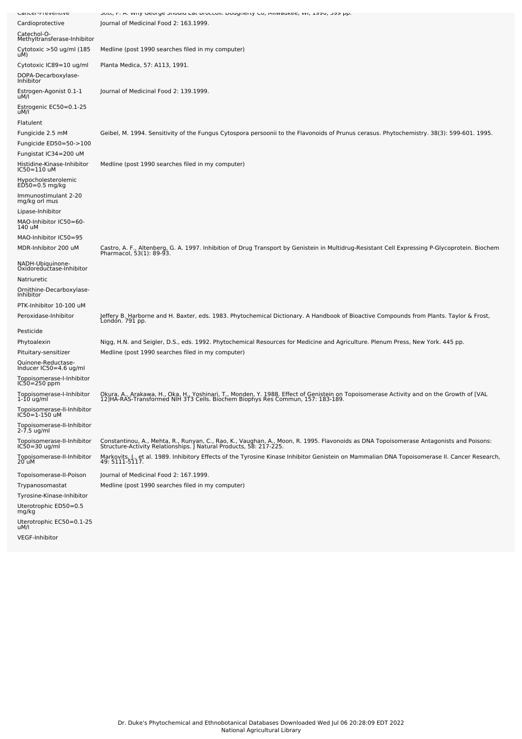| | |
|---|---|
| Cancer-Preventive | Stitt, P. A. Why George Should Eat Broccoli. Dougherty Co, Milwaukee, WI, 1990, 399 pp. |
| Cardioprotective | Journal of Medicinal Food 2: 163.1999. |
| Catechol-O-Methyltransferase-Inhibitor | |
| Cytotoxic >50 ug/ml (185 uM) | Medline (post 1990 searches filed in my computer) |
| Cytotoxic IC89=10 ug/ml | Planta Medica, 57: A113, 1991. |
| DOPA-Decarboxylase-Inhibitor | |
| Estrogen-Agonist 0.1-1 uM/l | Journal of Medicinal Food 2: 139.1999. |
| Estrogenic EC50=0.1-25 uM/l | |
| Flatulent | |
| Fungicide 2.5 mM | Geibel, M. 1994. Sensitivity of the Fungus Cytospora persoonii to the Flavonoids of Prunus cerasus. Phytochemistry. 38(3): 599-601. 1995. |
| Fungicide ED50=50->100 | |
| Fungistat IC34=200 uM | |
| Histidine-Kinase-Inhibitor IC50=110 uM | Medline (post 1990 searches filed in my computer) |
| Hypocholesterolemic ED50=0.5 mg/kg | |
| Immunostimulant 2-20 mg/kg orl mus | |
| Lipase-Inhibitor | |
| MAO-Inhibitor IC50=60-140 uM | |
| MAO-Inhibitor IC50=95 | |
| MDR-Inhibitor 200 uM | Castro, A. F., Altenberg, G. A. 1997. Inhibition of Drug Transport by Genistein in Multidrug-Resistant Cell Expressing P-Glycoprotein. Biochem Pharmacol, 53(1): 89-93. |
| NADH-Ubiquinone-Oxidoreductase-Inhibitor | |
| Natriuretic | |
| Ornithine-Decarboxylase-Inhibitor | |
| PTK-Inhibitor 10-100 uM | |
| Peroxidase-Inhibitor | Jeffery B. Harborne and H. Baxter, eds. 1983. Phytochemical Dictionary. A Handbook of Bioactive Compounds from Plants. Taylor & Frost, London. 791 pp. |
| Pesticide | |
| Phytoalexin | Nigg, H.N. and Seigler, D.S., eds. 1992. Phytochemical Resources for Medicine and Agriculture. Plenum Press, New York. 445 pp. |
| Pituitary-sensitizer | Medline (post 1990 searches filed in my computer) |
| Quinone-Reductase-Inducer IC50=4.6 ug/ml | |
| Topoisomerase-I-Inhibitor IC50=250 ppm | |
| Topoisomerase-I-Inhibitor 1-10 ug/ml | Okura, A., Arakawa, H., Oka, H., Yoshinari, T., Monden, Y. 1988. Effect of Genistein on Topoisomerase Activity and on the Growth of [VAL 12]HA-RAS-Transformed NIH 3T3 Cells. Biochem Biophys Res Commun, 157: 183-189. |
| Topoisomerase-II-Inhibitor IC50=1-150 uM | |
| Topoisomerase-II-Inhibitor 2-7.5 ug/ml | |
| Topoisomerase-II-Inhibitor IC50=30 ug/ml | Constantinou, A., Mehta, R., Runyan, C., Rao, K., Vaughan, A., Moon, R. 1995. Flavonoids as DNA Topoisomerase Antagonists and Poisons: Structure-Activity Relationships. J Natural Products, 58: 217-225. |
| Topoisomerase-II-Inhibitor 20 uM | Markovits, J., et al. 1989. Inhibitory Effects of the Tyrosine Kinase Inhibitor Genistein on Mammalian DNA Topoisomerase II. Cancer Research, 49: 5111-5117. |
| Topoisomerase-II-Poison | Journal of Medicinal Food 2: 167.1999. |
| Trypanosomastat | Medline (post 1990 searches filed in my computer) |
| Tyrosine-Kinase-Inhibitor | |
| Uterotrophic ED50=0.5 mg/kg | |
| Uterotrophic EC50=0.1-25 uM/l | |
| VEGF-Inhibitor | |

Dr. Duke's Phytochemical and Ethnobotanical Databases Downloaded Wed Jul 06 20:28:09 EDT 2022
National Agricultural Library